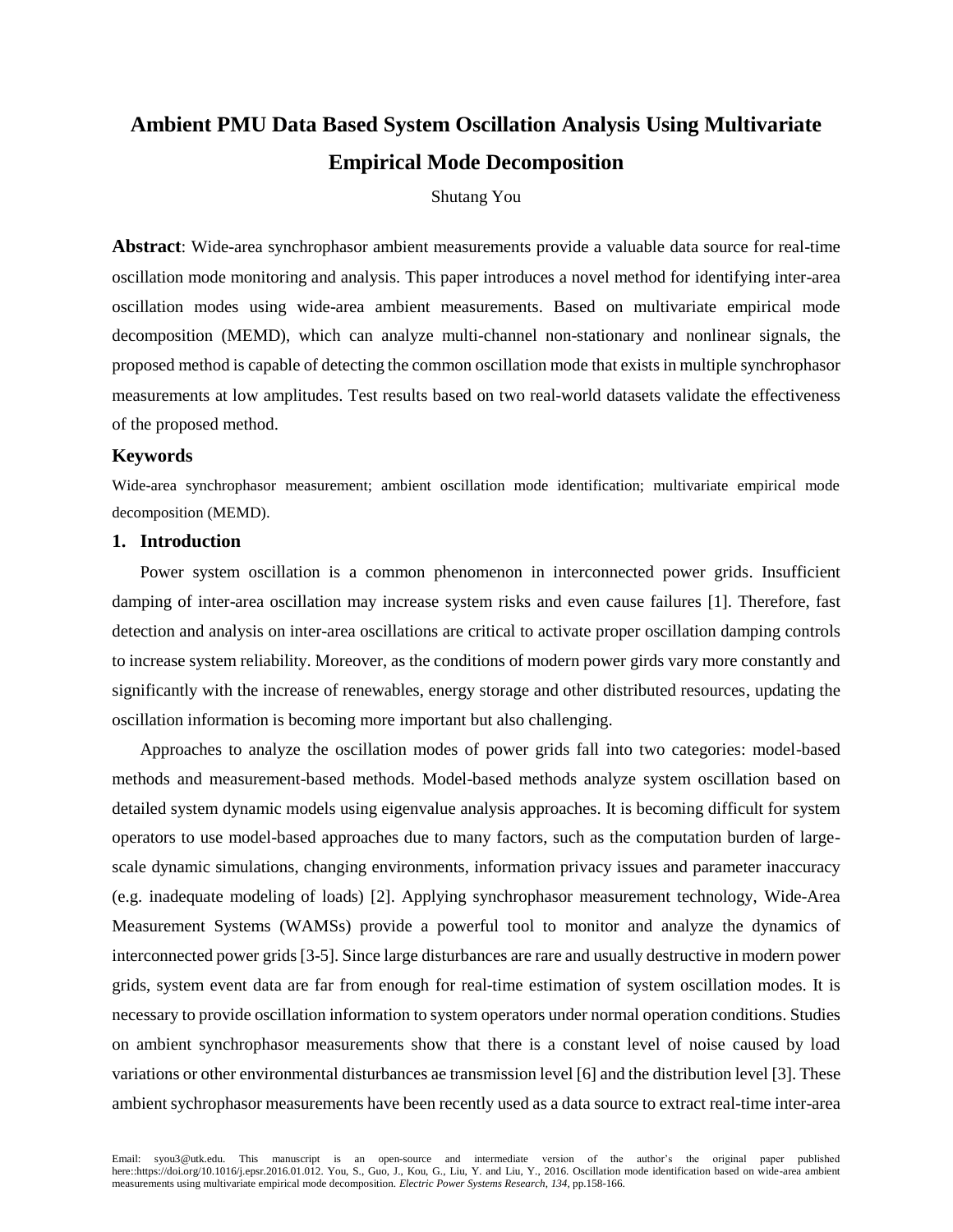# Ambient PMU Data Based System Oscillation Analysis Using Multivariate Empirical Mode Decomposition

Shutang You

**Abstract**: Wide-area synchrophasor ambient measurements provide a valuable data source for real-time oscillation mode monitoring and analysis. This paper introduces a novel method for identifying inter-area oscillation modes using wide-area ambient measurements. Based on multivariate empirical mode decomposition (MEMD), which can analyze multi-channel non-stationary and nonlinear signals, the proposed method is capable of detecting the common oscillation mode that exists in multiple synchrophasor measurements at low amplitudes. Test results based on two real-world datasets validate the effectiveness of the proposed method.

### Keywords

Wide-area synchrophasor measurement; ambient oscillation mode identification; multivariate empirical mode decomposition (MEMD).

## 1. Introduction

Power system oscillation is a common phenomenon in interconnected power grids. Insufficient damping of inter-area oscillation may increase system risks and even cause failures [1]. Therefore, fast detection and analysis on inter-area oscillations are critical to activate proper oscillation damping controls to increase system reliability. Moreover, as the conditions of modern power girds vary more constantly and significantly with the increase of renewables, energy storage and other distributed resources, updating the oscillation information is becoming more important but also challenging.

Approaches to analyze the oscillation modes of power grids fall into two categories: model-based methods and measurement-based methods. Model-based methods analyze system oscillation based on detailed system dynamic models using eigenvalue analysis approaches. It is becoming difficult for system operators to use model-based approaches due to many factors, such as the computation burden of large-scale dynamic simulations, changing environments, information privacy issues and parameter inaccuracy (e.g. inadequate modeling of loads) [2]. Applying synchrophasor measurement technology, Wide-Area Measurement Systems (WAMSs) provide a powerful tool to monitor and analyze the dynamics of interconnected power grids [3-5]. Since large disturbances are rare and usually destructive in modern power grids, system event data are far from enough for real-time estimation of system oscillation modes. It is necessary to provide oscillation information to system operators under normal operation conditions. Studies on ambient synchrophasor measurements show that there is a constant level of noise caused by load variations or other environmental disturbances ae transmission level [6] and the distribution level [3]. These ambient sychrophasor measurements have been recently used as a data source to extract real-time inter-area

Email: syou3@utk.edu. This manuscript is an open-source and intermediate version of the author's the original paper published here::https://doi.org/10.1016/j.epsr.2016.01.012. You, S., Guo, J., Kou, G., Liu, Y. and Liu, Y., 2016. Oscillation mode identification based on wide-area ambient measurements using multivariate empirical mode decomposition. *Electric Power Systems Research, 134*, pp.158-166.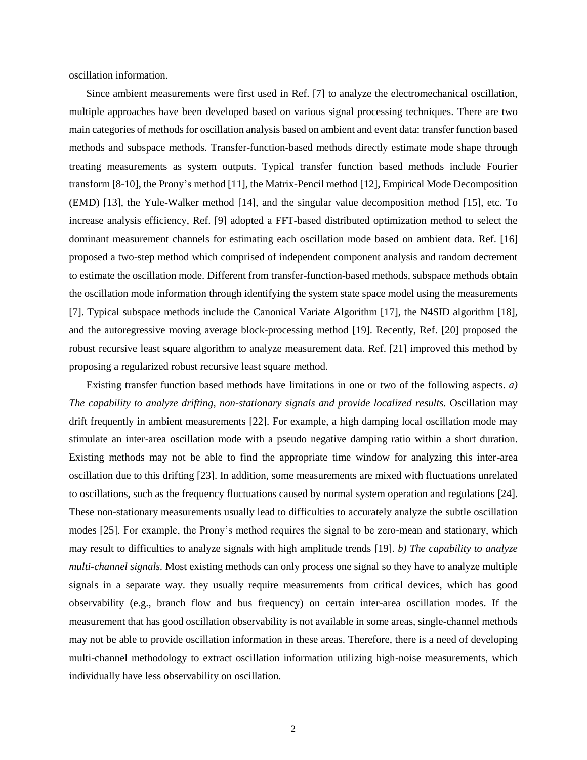oscillation information.

Since ambient measurements were first used in Ref. [7] to analyze the electromechanical oscillation, multiple approaches have been developed based on various signal processing techniques. There are two main categories of methods for oscillation analysis based on ambient and event data: transfer function based methods and subspace methods. Transfer-function-based methods directly estimate mode shape through treating measurements as system outputs. Typical transfer function based methods include Fourier transform [8-10], the Prony's method [11], the Matrix-Pencil method [12], Empirical Mode Decomposition (EMD) [13], the Yule-Walker method [14], and the singular value decomposition method [15], etc. To increase analysis efficiency, Ref. [9] adopted a FFT-based distributed optimization method to select the dominant measurement channels for estimating each oscillation mode based on ambient data. Ref. [16] proposed a two-step method which comprised of independent component analysis and random decrement to estimate the oscillation mode. Different from transfer-function-based methods, subspace methods obtain the oscillation mode information through identifying the system state space model using the measurements [7]. Typical subspace methods include the Canonical Variate Algorithm [17], the N4SID algorithm [18], and the autoregressive moving average block-processing method [19]. Recently, Ref. [20] proposed the robust recursive least square algorithm to analyze measurement data. Ref. [21] improved this method by proposing a regularized robust recursive least square method.

Existing transfer function based methods have limitations in one or two of the following aspects. *a) The capability to analyze drifting, non-stationary signals and provide localized results.* Oscillation may drift frequently in ambient measurements [22]. For example, a high damping local oscillation mode may stimulate an inter-area oscillation mode with a pseudo negative damping ratio within a short duration. Existing methods may not be able to find the appropriate time window for analyzing this inter-area oscillation due to this drifting [23]. In addition, some measurements are mixed with fluctuations unrelated to oscillations, such as the frequency fluctuations caused by normal system operation and regulations [24]. These non-stationary measurements usually lead to difficulties to accurately analyze the subtle oscillation modes [25]. For example, the Prony's method requires the signal to be zero-mean and stationary, which may result to difficulties to analyze signals with high amplitude trends [19]. *b) The capability to analyze multi-channel signals.* Most existing methods can only process one signal so they have to analyze multiple signals in a separate way. they usually require measurements from critical devices, which has good observability (e.g., branch flow and bus frequency) on certain inter-area oscillation modes. If the measurement that has good oscillation observability is not available in some areas, single-channel methods may not be able to provide oscillation information in these areas. Therefore, there is a need of developing multi-channel methodology to extract oscillation information utilizing high-noise measurements, which individually have less observability on oscillation.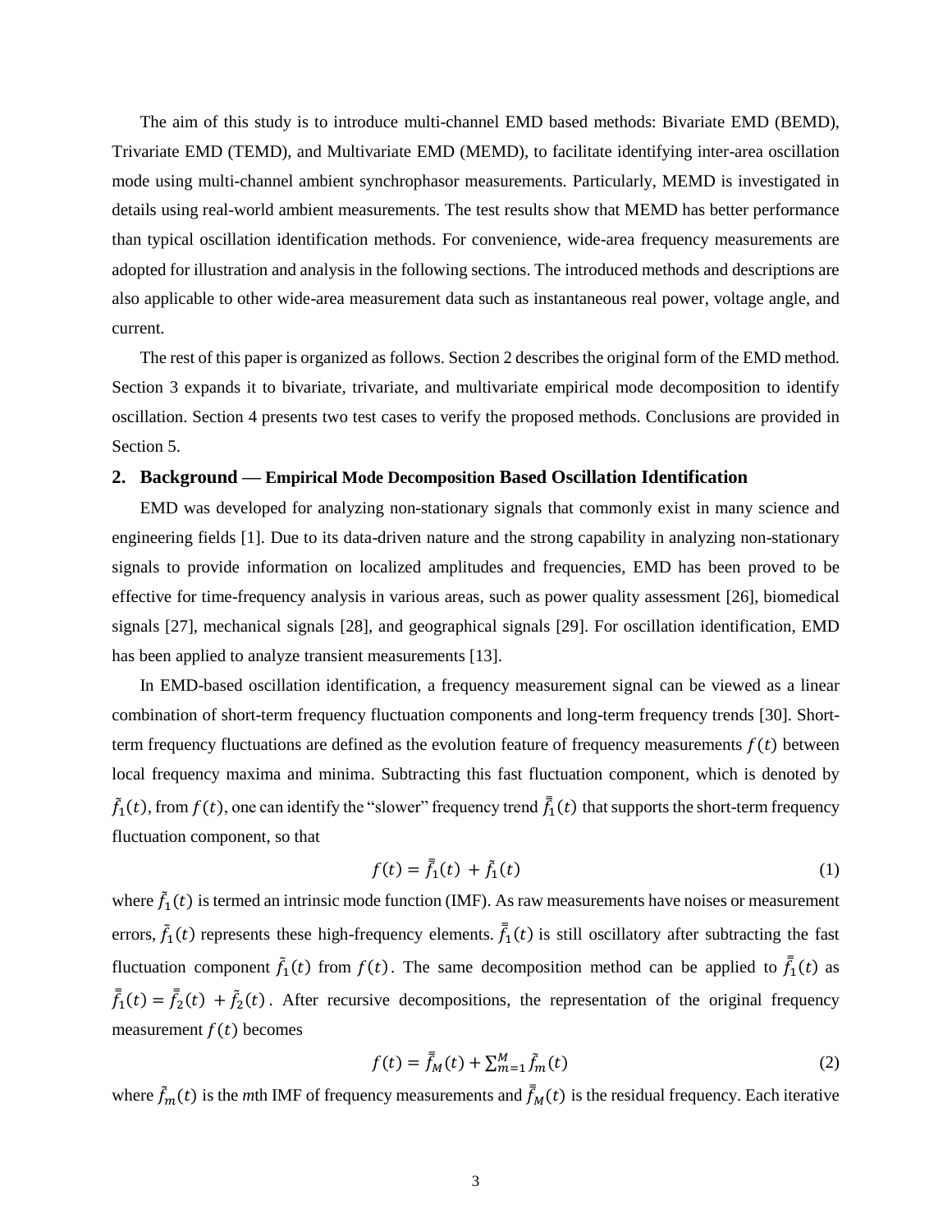The aim of this study is to introduce multi-channel EMD based methods: Bivariate EMD (BEMD), Trivariate EMD (TEMD), and Multivariate EMD (MEMD), to facilitate identifying inter-area oscillation mode using multi-channel ambient synchrophasor measurements. Particularly, MEMD is investigated in details using real-world ambient measurements. The test results show that MEMD has better performance than typical oscillation identification methods. For convenience, wide-area frequency measurements are adopted for illustration and analysis in the following sections. The introduced methods and descriptions are also applicable to other wide-area measurement data such as instantaneous real power, voltage angle, and current.

The rest of this paper is organized as follows. Section 2 describes the original form of the EMD method. Section 3 expands it to bivariate, trivariate, and multivariate empirical mode decomposition to identify oscillation. Section 4 presents two test cases to verify the proposed methods. Conclusions are provided in Section 5.

## 2. Background — Empirical Mode Decomposition Based Oscillation Identification

EMD was developed for analyzing non-stationary signals that commonly exist in many science and engineering fields [1]. Due to its data-driven nature and the strong capability in analyzing non-stationary signals to provide information on localized amplitudes and frequencies, EMD has been proved to be effective for time-frequency analysis in various areas, such as power quality assessment [26], biomedical signals [27], mechanical signals [28], and geographical signals [29]. For oscillation identification, EMD has been applied to analyze transient measurements [13].

In EMD-based oscillation identification, a frequency measurement signal can be viewed as a linear combination of short-term frequency fluctuation components and long-term frequency trends [30]. Short-term frequency fluctuations are defined as the evolution feature of frequency measurements $f(t)$ between local frequency maxima and minima. Subtracting this fast fluctuation component, which is denoted by $\tilde{f}_1(t)$, from $f(t)$, one can identify the "slower" frequency trend $\bar{\bar{f}}_1(t)$ that supports the short-term frequency fluctuation component, so that

$$f(t) = \bar{\bar{f}}_1(t) + \tilde{f}_1(t) \tag{1}$$

where $\tilde{f}_1(t)$ is termed an intrinsic mode function (IMF). As raw measurements have noises or measurement errors, $\tilde{f}_1(t)$ represents these high-frequency elements. $\bar{\bar{f}}_1(t)$ is still oscillatory after subtracting the fast fluctuation component $\tilde{f}_1(t)$ from $f(t)$. The same decomposition method can be applied to $\bar{\bar{f}}_1(t)$ as $\bar{\bar{f}}_1(t) = \bar{\bar{f}}_2(t) + \tilde{f}_2(t)$. After recursive decompositions, the representation of the original frequency measurement $f(t)$ becomes

$$f(t) = \bar{\bar{f}}_M(t) + \sum_{m=1}^{M} \tilde{f}_m(t) \tag{2}$$

where $\tilde{f}_m(t)$ is the *m*th IMF of frequency measurements and $\bar{\bar{f}}_M(t)$ is the residual frequency. Each iterative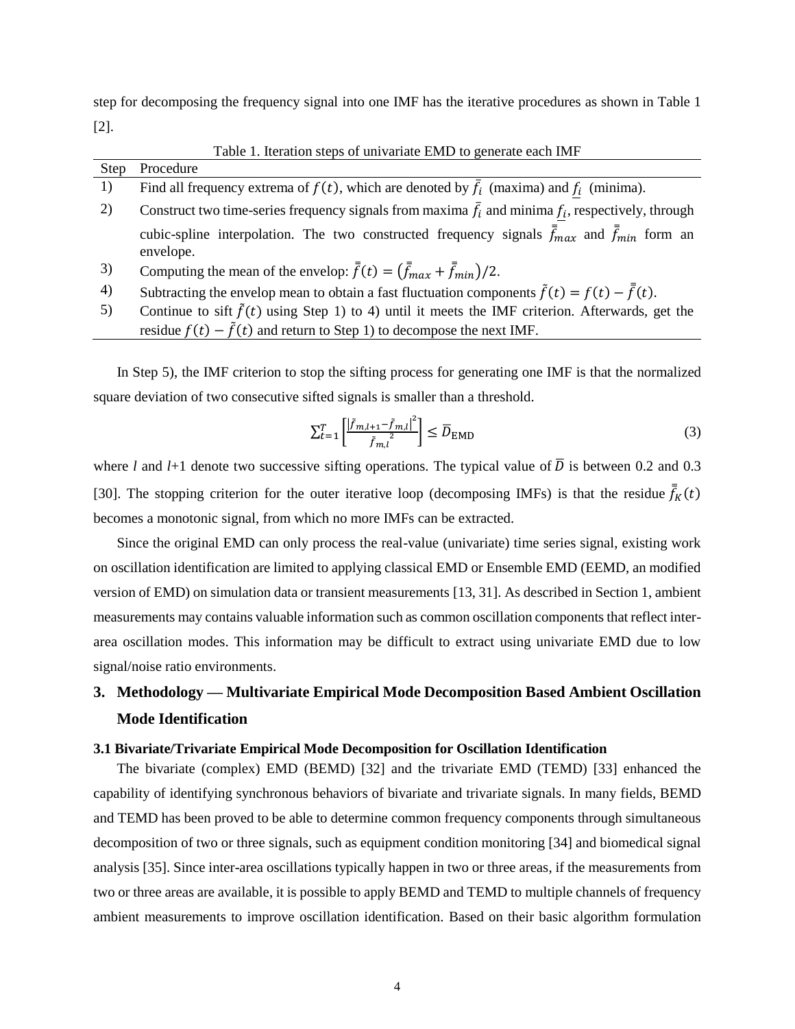step for decomposing the frequency signal into one IMF has the iterative procedures as shown in Table 1 [2].

Table 1. Iteration steps of univariate EMD to generate each IMF

| Step | Procedure |
|---|---|
| 1) | Find all frequency extrema of $f(t)$, which are denoted by $\bar{f_i}$ (maxima) and $\underline{f_i}$ (minima). |
| 2) | Construct two time-series frequency signals from maxima $\bar{f_i}$ and minima $\underline{f_i}$, respectively, through cubic-spline interpolation. The two constructed frequency signals $\bar{\bar{f}}_{max}$ and $\bar{\bar{f}}_{min}$ form an envelope. |
| 3) | Computing the mean of the envelop: $\bar{\bar{f}}(t) = (\bar{\bar{f}}_{max} + \bar{\bar{f}}_{min})/2$. |
| 4) | Subtracting the envelop mean to obtain a fast fluctuation components $\tilde{f}(t) = f(t) - \bar{\bar{f}}(t)$. |
| 5) | Continue to sift $\tilde{f}(t)$ using Step 1) to 4) until it meets the IMF criterion. Afterwards, get the residue $f(t) - \tilde{f}(t)$ and return to Step 1) to decompose the next IMF. |

In Step 5), the IMF criterion to stop the sifting process for generating one IMF is that the normalized square deviation of two consecutive sifted signals is smaller than a threshold.

$$\sum_{t=1}^{T}\left[\frac{\left|\tilde{f}_{m,l+1}-\tilde{f}_{m,l}\right|^2}{\tilde{f}_{m,l}^{\ 2}}\right] \leq \bar{D}_{\text{EMD}} \tag{3}$$

where $l$ and $l$+1 denote two successive sifting operations. The typical value of $\bar{D}$ is between 0.2 and 0.3 [30]. The stopping criterion for the outer iterative loop (decomposing IMFs) is that the residue $\bar{\bar{f}}_K(t)$ becomes a monotonic signal, from which no more IMFs can be extracted.

Since the original EMD can only process the real-value (univariate) time series signal, existing work on oscillation identification are limited to applying classical EMD or Ensemble EMD (EEMD, an modified version of EMD) on simulation data or transient measurements [13, 31]. As described in Section 1, ambient measurements may contains valuable information such as common oscillation components that reflect inter-area oscillation modes. This information may be difficult to extract using univariate EMD due to low signal/noise ratio environments.

## 3. Methodology — Multivariate Empirical Mode Decomposition Based Ambient Oscillation Mode Identification

### 3.1 Bivariate/Trivariate Empirical Mode Decomposition for Oscillation Identification

The bivariate (complex) EMD (BEMD) [32] and the trivariate EMD (TEMD) [33] enhanced the capability of identifying synchronous behaviors of bivariate and trivariate signals. In many fields, BEMD and TEMD has been proved to be able to determine common frequency components through simultaneous decomposition of two or three signals, such as equipment condition monitoring [34] and biomedical signal analysis [35]. Since inter-area oscillations typically happen in two or three areas, if the measurements from two or three areas are available, it is possible to apply BEMD and TEMD to multiple channels of frequency ambient measurements to improve oscillation identification. Based on their basic algorithm formulation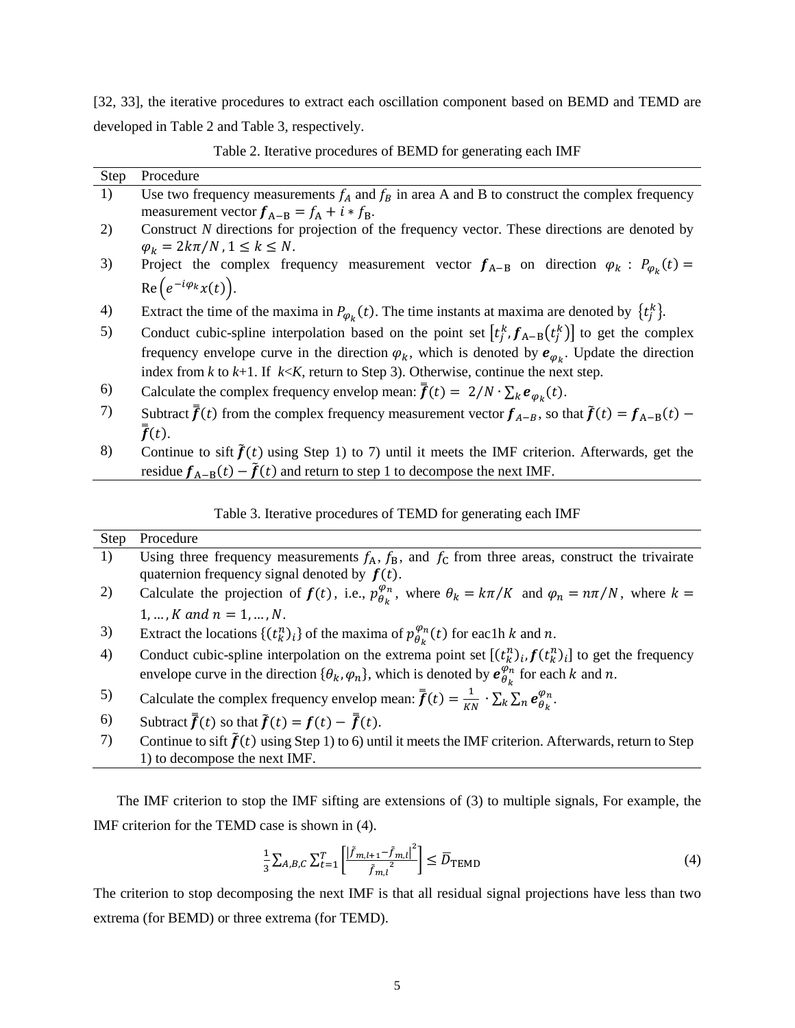[32, 33], the iterative procedures to extract each oscillation component based on BEMD and TEMD are developed in Table 2 and Table 3, respectively.

Table 2. Iterative procedures of BEMD for generating each IMF

| Step | Procedure |
| --- | --- |
| 1) | Use two frequency measurements $f_A$ and $f_B$ in area A and B to construct the complex frequency measurement vector $\boldsymbol{f}_{\mathrm{A-B}} = f_{\mathrm{A}} + i * f_{\mathrm{B}}$. |
| 2) | Construct *N* directions for projection of the frequency vector. These directions are denoted by $\varphi_k = 2k\pi/N, 1 \leq k \leq N$. |
| 3) | Project the complex frequency measurement vector $\boldsymbol{f}_{\mathrm{A-B}}$ on direction $\varphi_k$ : $P_{\varphi_k}(t) = \mathrm{Re}\left(e^{-i\varphi_k} x(t)\right)$. |
| 4) | Extract the time of the maxima in $P_{\varphi_k}(t)$. The time instants at maxima are denoted by $\{t_j^k\}$. |
| 5) | Conduct cubic-spline interpolation based on the point set $\left[t_j^k, \boldsymbol{f}_{\mathrm{A-B}}(t_j^k)\right]$ to get the complex frequency envelope curve in the direction $\varphi_k$, which is denoted by $\boldsymbol{e}_{\varphi_k}$. Update the direction index from *k* to *k*+1. If *k*<*K*, return to Step 3). Otherwise, continue the next step. |
| 6) | Calculate the complex frequency envelop mean: $\bar{\bar{\boldsymbol{f}}}(t) = 2/N \cdot \sum_k \boldsymbol{e}_{\varphi_k}(t)$. |
| 7) | Subtract $\bar{\bar{\boldsymbol{f}}}(t)$ from the complex frequency measurement vector $\boldsymbol{f}_{A-B}$, so that $\tilde{\boldsymbol{f}}(t) = \boldsymbol{f}_{\mathrm{A-B}}(t) - \bar{\bar{\boldsymbol{f}}}(t)$. |
| 8) | Continue to sift $\tilde{\boldsymbol{f}}(t)$ using Step 1) to 7) until it meets the IMF criterion. Afterwards, get the residue $\boldsymbol{f}_{\mathrm{A-B}}(t) - \tilde{\boldsymbol{f}}(t)$ and return to step 1 to decompose the next IMF. |

Table 3. Iterative procedures of TEMD for generating each IMF

| Step | Procedure |
| --- | --- |
| 1) | Using three frequency measurements $f_{\mathrm{A}}$, $f_{\mathrm{B}}$, and $f_{\mathrm{C}}$ from three areas, construct the trivairate quaternion frequency signal denoted by $\boldsymbol{f}(t)$. |
| 2) | Calculate the projection of $\boldsymbol{f}(t)$, i.e., $p_{\theta_k}^{\varphi_n}$, where $\theta_k = k\pi/K$ and $\varphi_n = n\pi/N$, where $k = 1, \ldots, K \ and \ n = 1, \ldots, N$. |
| 3) | Extract the locations $\{(t_k^n)_i\}$ of the maxima of $p_{\theta_k}^{\varphi_n}(t)$ for eac1h $k$ and $n$. |
| 4) | Conduct cubic-spline interpolation on the extrema point set $[(t_k^n)_i, \boldsymbol{f}(t_k^n)_i]$ to get the frequency envelope curve in the direction $\{\theta_k, \varphi_n\}$, which is denoted by $\boldsymbol{e}_{\theta_k}^{\varphi_n}$ for each $k$ and $n$. |
| 5) | Calculate the complex frequency envelop mean: $\bar{\bar{\boldsymbol{f}}}(t) = \frac{1}{KN} \cdot \sum_k \sum_n \boldsymbol{e}_{\theta_k}^{\varphi_n}$. |
| 6) | Subtract $\bar{\bar{\boldsymbol{f}}}(t)$ so that $\tilde{\boldsymbol{f}}(t) = \boldsymbol{f}(t) - \bar{\bar{\boldsymbol{f}}}(t)$. |
| 7) | Continue to sift $\tilde{\boldsymbol{f}}(t)$ using Step 1) to 6) until it meets the IMF criterion. Afterwards, return to Step 1) to decompose the next IMF. |

The IMF criterion to stop the IMF sifting are extensions of (3) to multiple signals, For example, the IMF criterion for the TEMD case is shown in (4).

$$\frac{1}{3} \sum_{A,B,C} \sum_{t=1}^{T} \left[ \frac{\left| \tilde{f}_{m,l+1} - \tilde{f}_{m,l} \right|^2}{\tilde{f}_{m,l}^{\ 2}} \right] \leq \bar{D}_{\mathrm{TEMD}} \tag{4}$$

The criterion to stop decomposing the next IMF is that all residual signal projections have less than two extrema (for BEMD) or three extrema (for TEMD).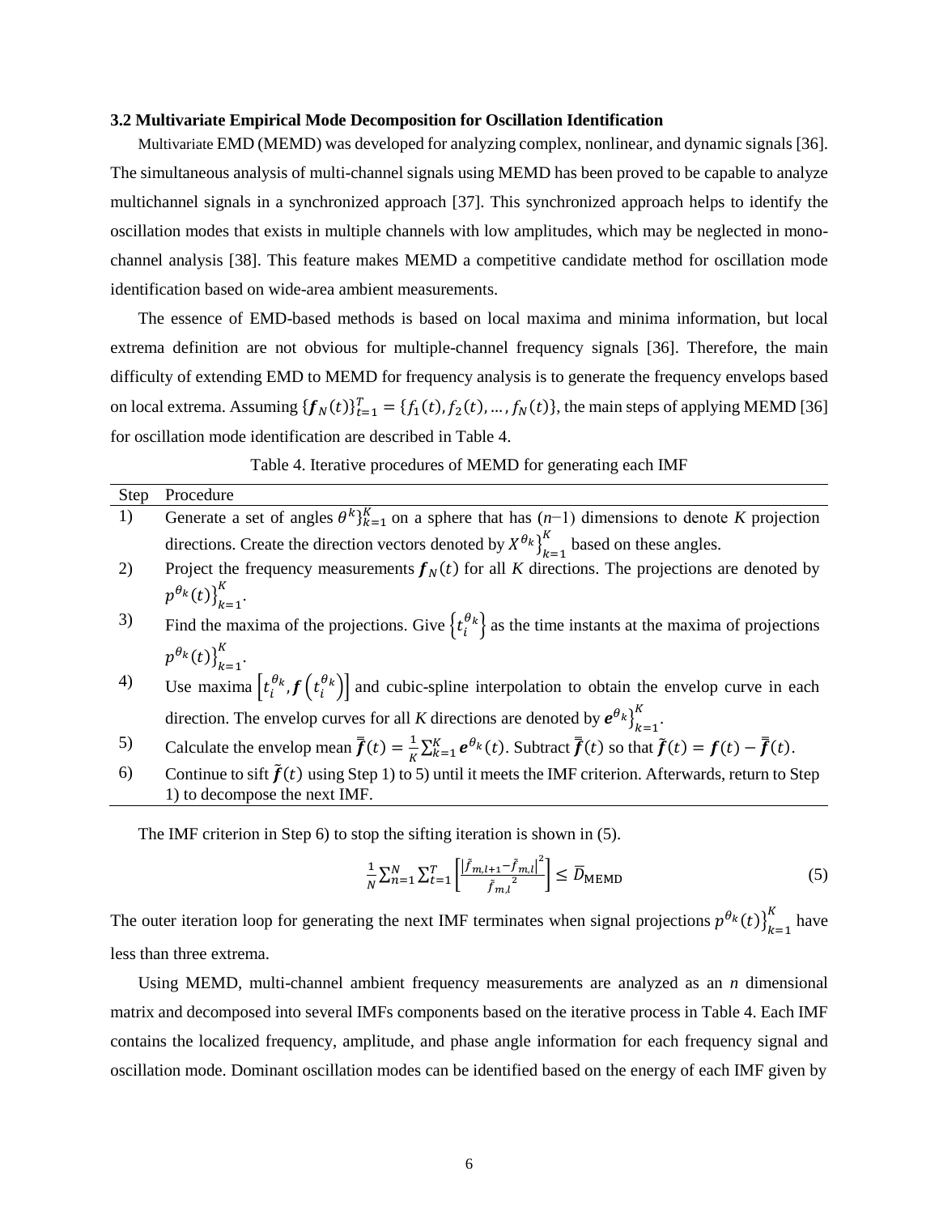### 3.2 Multivariate Empirical Mode Decomposition for Oscillation Identification

Multivariate EMD (MEMD) was developed for analyzing complex, nonlinear, and dynamic signals [36]. The simultaneous analysis of multi-channel signals using MEMD has been proved to be capable to analyze multichannel signals in a synchronized approach [37]. This synchronized approach helps to identify the oscillation modes that exists in multiple channels with low amplitudes, which may be neglected in mono-channel analysis [38]. This feature makes MEMD a competitive candidate method for oscillation mode identification based on wide-area ambient measurements.

The essence of EMD-based methods is based on local maxima and minima information, but local extrema definition are not obvious for multiple-channel frequency signals [36]. Therefore, the main difficulty of extending EMD to MEMD for frequency analysis is to generate the frequency envelops based on local extrema. Assuming $\{\boldsymbol{f}_N(t)\}_{t=1}^{T} = \{f_1(t), f_2(t), \ldots, f_N(t)\}$, the main steps of applying MEMD [36] for oscillation mode identification are described in Table 4.

Table 4. Iterative procedures of MEMD for generating each IMF

| Step | Procedure |
|---|---|
| 1) | Generate a set of angles $\theta^k\}_{k=1}^{K}$ on a sphere that has ($n$−1) dimensions to denote $K$ projection directions. Create the direction vectors denoted by $X^{\theta_k}\}_{k=1}^{K}$ based on these angles. |
| 2) | Project the frequency measurements $\boldsymbol{f}_N(t)$ for all $K$ directions. The projections are denoted by $p^{\theta_k}(t)\}_{k=1}^{K}$. |
| 3) | Find the maxima of the projections. Give $\left\{t_i^{\theta_k}\right\}$ as the time instants at the maxima of projections $p^{\theta_k}(t)\}_{k=1}^{K}$. |
| 4) | Use maxima $\left[t_i^{\theta_k}, \boldsymbol{f}\left(t_i^{\theta_k}\right)\right]$ and cubic-spline interpolation to obtain the envelop curve in each direction. The envelop curves for all $K$ directions are denoted by $\boldsymbol{e}^{\theta_k}\}_{k=1}^{K}$. |
| 5) | Calculate the envelop mean $\bar{\bar{\boldsymbol{f}}}(t) = \frac{1}{K}\sum_{k=1}^{K} \boldsymbol{e}^{\theta_k}(t)$. Subtract $\bar{\bar{\boldsymbol{f}}}(t)$ so that $\tilde{\boldsymbol{f}}(t) = \boldsymbol{f}(t) - \bar{\bar{\boldsymbol{f}}}(t)$. |
| 6) | Continue to sift $\tilde{\boldsymbol{f}}(t)$ using Step 1) to 5) until it meets the IMF criterion. Afterwards, return to Step 1) to decompose the next IMF. |

The IMF criterion in Step 6) to stop the sifting iteration is shown in (5).

$$\frac{1}{N}\sum_{n=1}^{N}\sum_{t=1}^{T}\left[\frac{\left|\tilde{f}_{m,l+1} - \tilde{f}_{m,l}\right|^2}{\tilde{f}_{m,l}{}^2}\right] \leq \bar{D}_{\text{MEMD}} \tag{5}$$

The outer iteration loop for generating the next IMF terminates when signal projections $p^{\theta_k}(t)\}_{k=1}^{K}$ have less than three extrema.

Using MEMD, multi-channel ambient frequency measurements are analyzed as an $n$ dimensional matrix and decomposed into several IMFs components based on the iterative process in Table 4. Each IMF contains the localized frequency, amplitude, and phase angle information for each frequency signal and oscillation mode. Dominant oscillation modes can be identified based on the energy of each IMF given by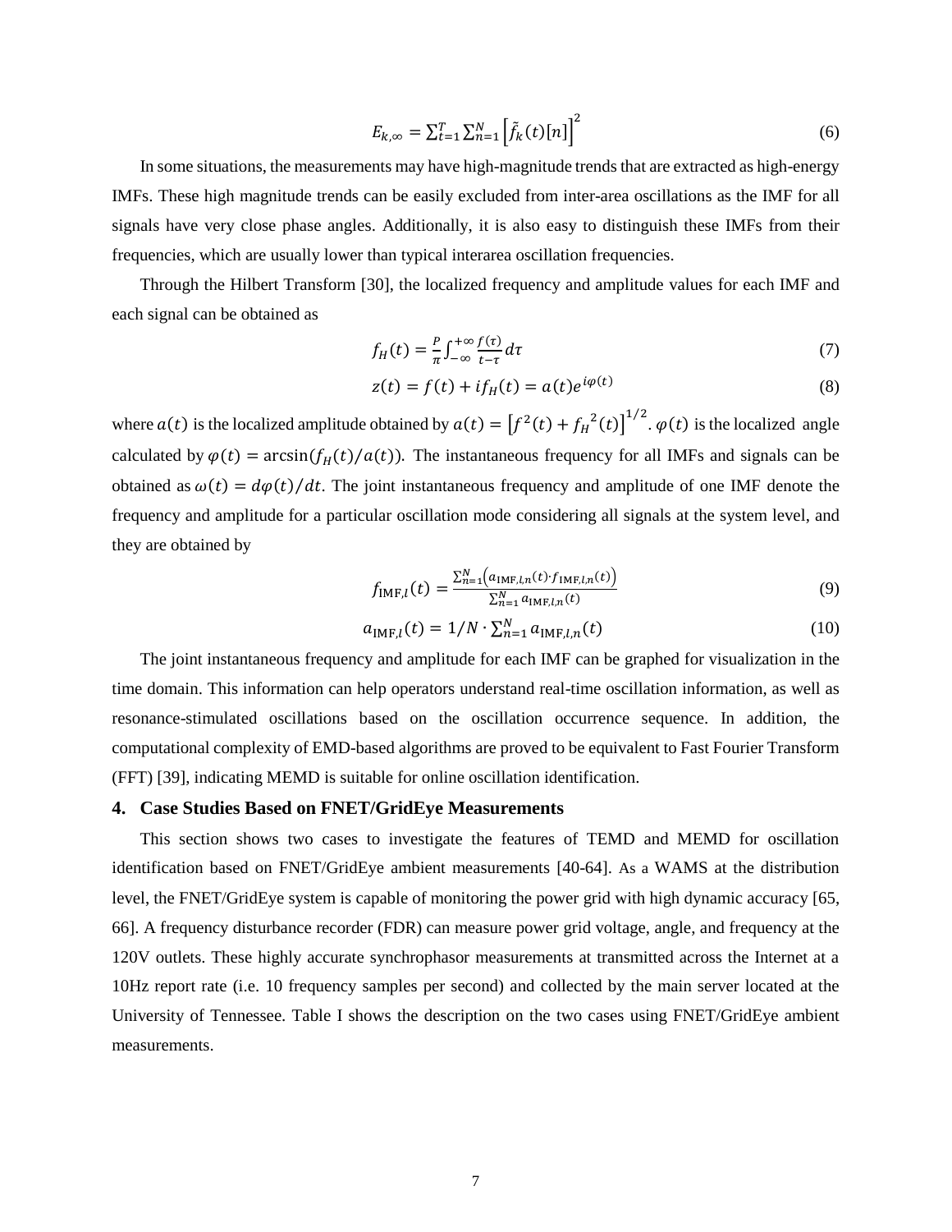$$E_{k,\infty} = \sum_{t=1}^{T} \sum_{n=1}^{N} \left[\tilde{f}_k(t)[n]\right]^2 \tag{6}$$

In some situations, the measurements may have high-magnitude trends that are extracted as high-energy IMFs. These high magnitude trends can be easily excluded from inter-area oscillations as the IMF for all signals have very close phase angles. Additionally, it is also easy to distinguish these IMFs from their frequencies, which are usually lower than typical interarea oscillation frequencies.

Through the Hilbert Transform [30], the localized frequency and amplitude values for each IMF and each signal can be obtained as

$$f_H(t) = \frac{P}{\pi} \int_{-\infty}^{+\infty} \frac{f(\tau)}{t-\tau} d\tau \tag{7}$$

$$z(t) = f(t) + i f_H(t) = a(t) e^{i\varphi(t)} \tag{8}$$

where $a(t)$ is the localized amplitude obtained by $a(t) = \left[f^2(t) + {f_H}^2(t)\right]^{1/2}$. $\varphi(t)$ is the localized angle calculated by $\varphi(t) = \arcsin(f_H(t)/a(t))$. The instantaneous frequency for all IMFs and signals can be obtained as $\omega(t) = d\varphi(t)/dt$. The joint instantaneous frequency and amplitude of one IMF denote the frequency and amplitude for a particular oscillation mode considering all signals at the system level, and they are obtained by

$$f_{\mathrm{IMF},l}(t) = \frac{\sum_{n=1}^{N} \left(a_{\mathrm{IMF},l,n}(t) \cdot f_{\mathrm{IMF},l,n}(t)\right)}{\sum_{n=1}^{N} a_{\mathrm{IMF},l,n}(t)} \tag{9}$$

$$a_{\mathrm{IMF},l}(t) = 1/N \cdot \sum_{n=1}^{N} a_{\mathrm{IMF},l,n}(t) \tag{10}$$

The joint instantaneous frequency and amplitude for each IMF can be graphed for visualization in the time domain. This information can help operators understand real-time oscillation information, as well as resonance-stimulated oscillations based on the oscillation occurrence sequence. In addition, the computational complexity of EMD-based algorithms are proved to be equivalent to Fast Fourier Transform (FFT) [39], indicating MEMD is suitable for online oscillation identification.

## 4. Case Studies Based on FNET/GridEye Measurements

This section shows two cases to investigate the features of TEMD and MEMD for oscillation identification based on FNET/GridEye ambient measurements [40-64]. As a WAMS at the distribution level, the FNET/GridEye system is capable of monitoring the power grid with high dynamic accuracy [65, 66]. A frequency disturbance recorder (FDR) can measure power grid voltage, angle, and frequency at the 120V outlets. These highly accurate synchrophasor measurements at transmitted across the Internet at a 10Hz report rate (i.e. 10 frequency samples per second) and collected by the main server located at the University of Tennessee. Table I shows the description on the two cases using FNET/GridEye ambient measurements.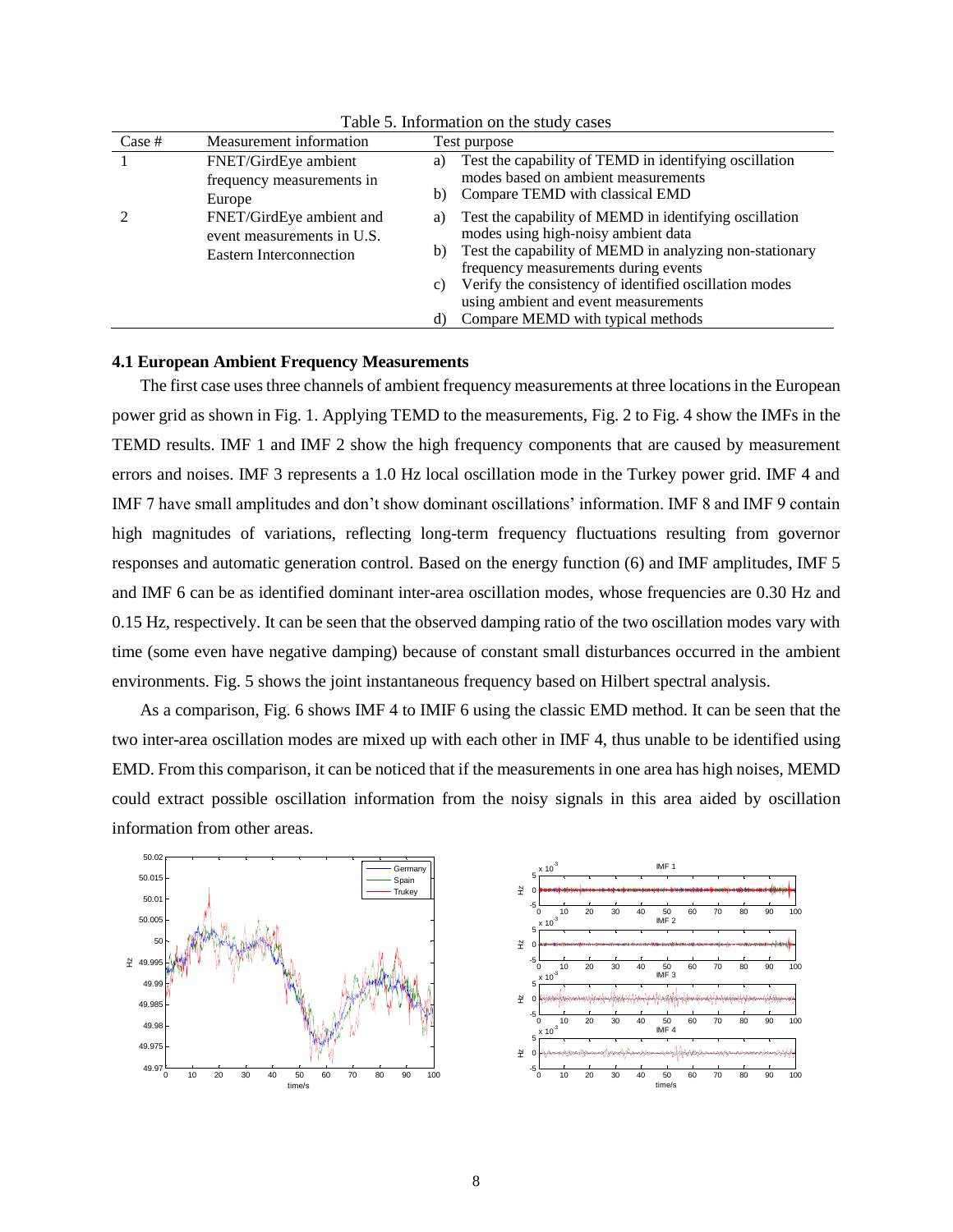Table 5. Information on the study cases

| Case # | Measurement information | Test purpose |
|---|---|---|
| 1 | FNET/GirdEye ambient frequency measurements in Europe | a) Test the capability of TEMD in identifying oscillation modes based on ambient measurements<br>b) Compare TEMD with classical EMD |
| 2 | FNET/GirdEye ambient and event measurements in U.S. Eastern Interconnection | a) Test the capability of MEMD in identifying oscillation modes using high-noisy ambient data<br>b) Test the capability of MEMD in analyzing non-stationary frequency measurements during events<br>c) Verify the consistency of identified oscillation modes using ambient and event measurements<br>d) Compare MEMD with typical methods |

### 4.1 European Ambient Frequency Measurements

The first case uses three channels of ambient frequency measurements at three locations in the European power grid as shown in Fig. 1. Applying TEMD to the measurements, Fig. 2 to Fig. 4 show the IMFs in the TEMD results. IMF 1 and IMF 2 show the high frequency components that are caused by measurement errors and noises. IMF 3 represents a 1.0 Hz local oscillation mode in the Turkey power grid. IMF 4 and IMF 7 have small amplitudes and don't show dominant oscillations' information. IMF 8 and IMF 9 contain high magnitudes of variations, reflecting long-term frequency fluctuations resulting from governor responses and automatic generation control. Based on the energy function (6) and IMF amplitudes, IMF 5 and IMF 6 can be as identified dominant inter-area oscillation modes, whose frequencies are 0.30 Hz and 0.15 Hz, respectively. It can be seen that the observed damping ratio of the two oscillation modes vary with time (some even have negative damping) because of constant small disturbances occurred in the ambient environments. Fig. 5 shows the joint instantaneous frequency based on Hilbert spectral analysis.

As a comparison, Fig. 6 shows IMF 4 to IMIF 6 using the classic EMD method. It can be seen that the two inter-area oscillation modes are mixed up with each other in IMF 4, thus unable to be identified using EMD. From this comparison, it can be noticed that if the measurements in one area has high noises, MEMD could extract possible oscillation information from the noisy signals in this area aided by oscillation information from other areas.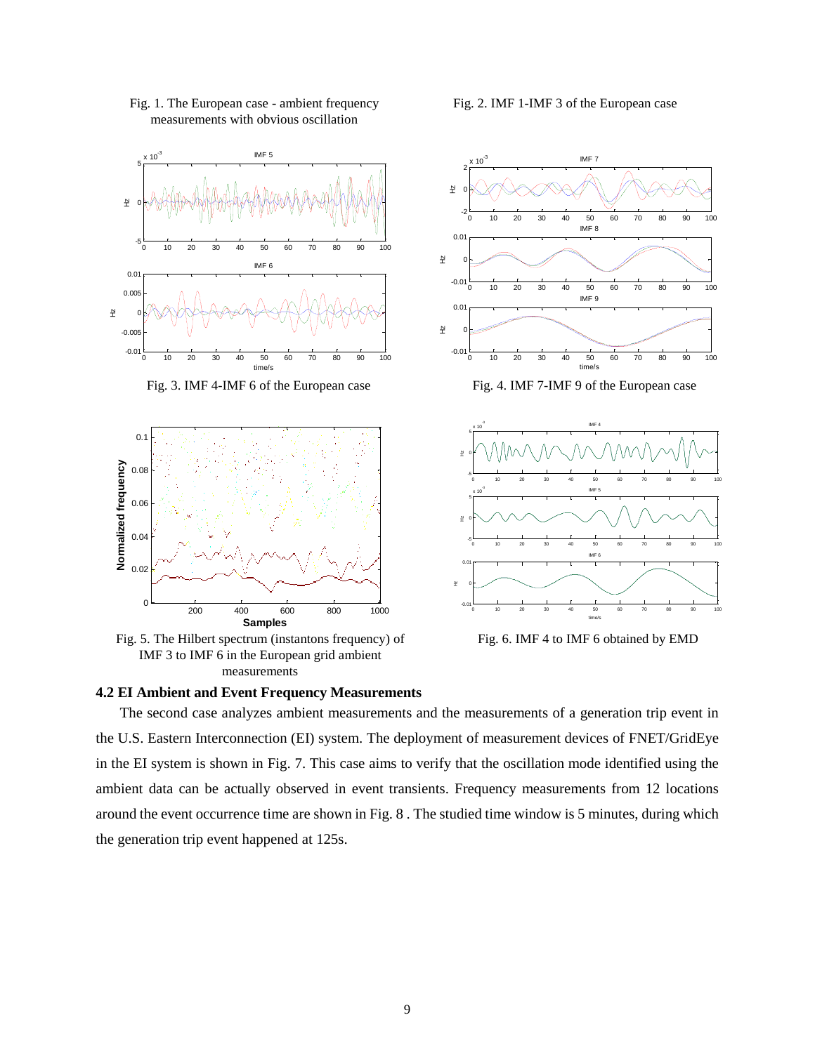Fig. 1. The European case - ambient frequency measurements with obvious oscillation

Fig. 2. IMF 1-IMF 3 of the European case

Fig. 3. IMF 4-IMF 6 of the European case

Fig. 4. IMF 7-IMF 9 of the European case

Fig. 5. The Hilbert spectrum (instantons frequency) of IMF 3 to IMF 6 in the European grid ambient measurements

Fig. 6. IMF 4 to IMF 6 obtained by EMD

### 4.2 EI Ambient and Event Frequency Measurements

The second case analyzes ambient measurements and the measurements of a generation trip event in the U.S. Eastern Interconnection (EI) system. The deployment of measurement devices of FNET/GridEye in the EI system is shown in Fig. 7. This case aims to verify that the oscillation mode identified using the ambient data can be actually observed in event transients. Frequency measurements from 12 locations around the event occurrence time are shown in Fig. 8 . The studied time window is 5 minutes, during which the generation trip event happened at 125s.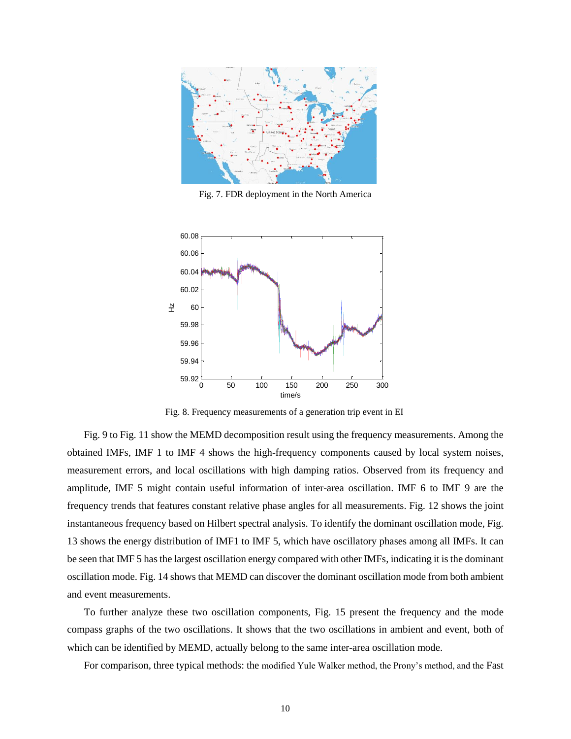Fig. 7. FDR deployment in the North America

Fig. 8. Frequency measurements of a generation trip event in EI

Fig. 9 to Fig. 11 show the MEMD decomposition result using the frequency measurements. Among the obtained IMFs, IMF 1 to IMF 4 shows the high-frequency components caused by local system noises, measurement errors, and local oscillations with high damping ratios. Observed from its frequency and amplitude, IMF 5 might contain useful information of inter-area oscillation. IMF 6 to IMF 9 are the frequency trends that features constant relative phase angles for all measurements. Fig. 12 shows the joint instantaneous frequency based on Hilbert spectral analysis. To identify the dominant oscillation mode, Fig. 13 shows the energy distribution of IMF1 to IMF 5, which have oscillatory phases among all IMFs. It can be seen that IMF 5 has the largest oscillation energy compared with other IMFs, indicating it is the dominant oscillation mode. Fig. 14 shows that MEMD can discover the dominant oscillation mode from both ambient and event measurements.

To further analyze these two oscillation components, Fig. 15 present the frequency and the mode compass graphs of the two oscillations. It shows that the two oscillations in ambient and event, both of which can be identified by MEMD, actually belong to the same inter-area oscillation mode.

For comparison, three typical methods: the modified Yule Walker method, the Prony's method, and the Fast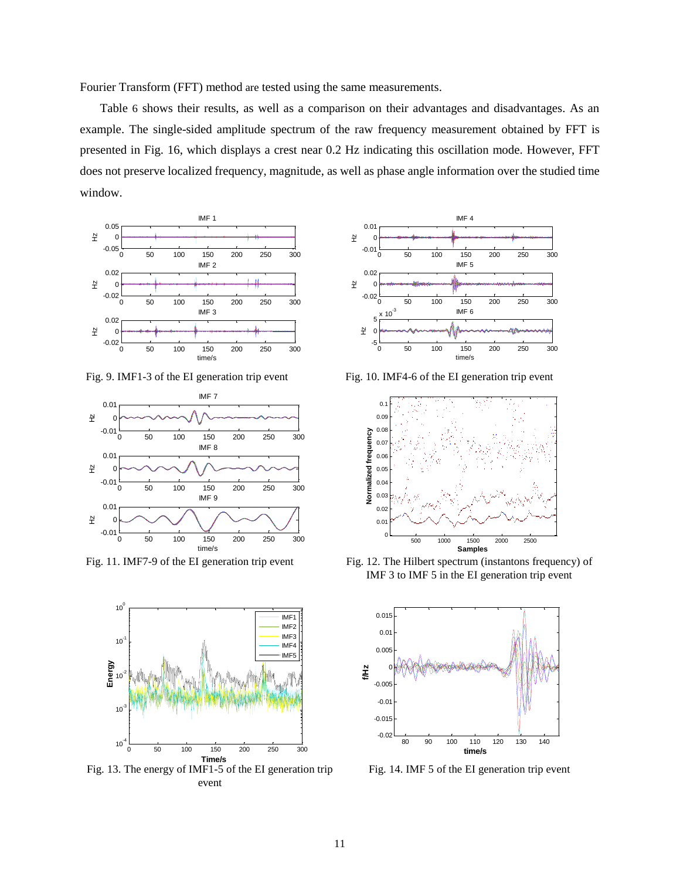Fourier Transform (FFT) method are tested using the same measurements.

Table 6 shows their results, as well as a comparison on their advantages and disadvantages. As an example. The single-sided amplitude spectrum of the raw frequency measurement obtained by FFT is presented in Fig. 16, which displays a crest near 0.2 Hz indicating this oscillation mode. However, FFT does not preserve localized frequency, magnitude, as well as phase angle information over the studied time window.

Fig. 9. IMF1-3 of the EI generation trip event

Fig. 10. IMF4-6 of the EI generation trip event

Fig. 11. IMF7-9 of the EI generation trip event

Fig. 12. The Hilbert spectrum (instantons frequency) of IMF 3 to IMF 5 in the EI generation trip event

Fig. 13. The energy of IMF1-5 of the EI generation trip event

Fig. 14. IMF 5 of the EI generation trip event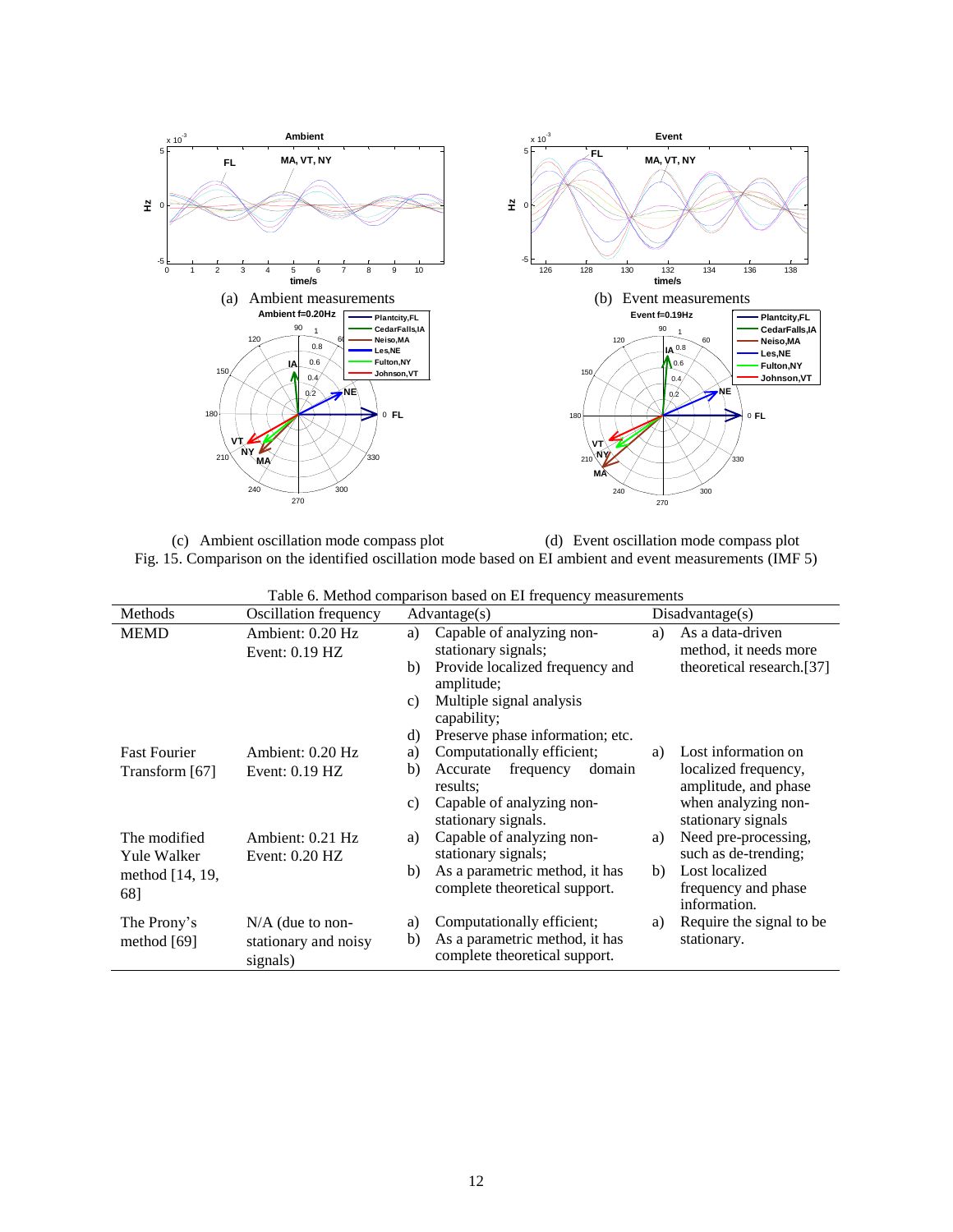(a) Ambient measurements

(b) Event measurements

(c) Ambient oscillation mode compass plot

(d) Event oscillation mode compass plot

Fig. 15. Comparison on the identified oscillation mode based on EI ambient and event measurements (IMF 5)

Table 6. Method comparison based on EI frequency measurements

| Methods | Oscillation frequency | Advantage(s) | Disadvantage(s) |
|---|---|---|---|
| MEMD | Ambient: 0.20 Hz<br>Event: 0.19 HZ | a) Capable of analyzing non-stationary signals;<br>b) Provide localized frequency and amplitude;<br>c) Multiple signal analysis capability;<br>d) Preserve phase information; etc. | a) As a data-driven method, it needs more theoretical research.[37] |
| Fast Fourier Transform [67] | Ambient: 0.20 Hz<br>Event: 0.19 HZ | a) Computationally efficient;<br>b) Accurate frequency domain results;<br>c) Capable of analyzing non-stationary signals. | a) Lost information on localized frequency, amplitude, and phase when analyzing non-stationary signals |
| The modified Yule Walker method [14, 19, 68] | Ambient: 0.21 Hz<br>Event: 0.20 HZ | a) Capable of analyzing non-stationary signals;<br>b) As a parametric method, it has complete theoretical support. | a) Need pre-processing, such as de-trending;<br>b) Lost localized frequency and phase information. |
| The Prony's method [69] | N/A (due to non-stationary and noisy signals) | a) Computationally efficient;<br>b) As a parametric method, it has complete theoretical support. | a) Require the signal to be stationary. |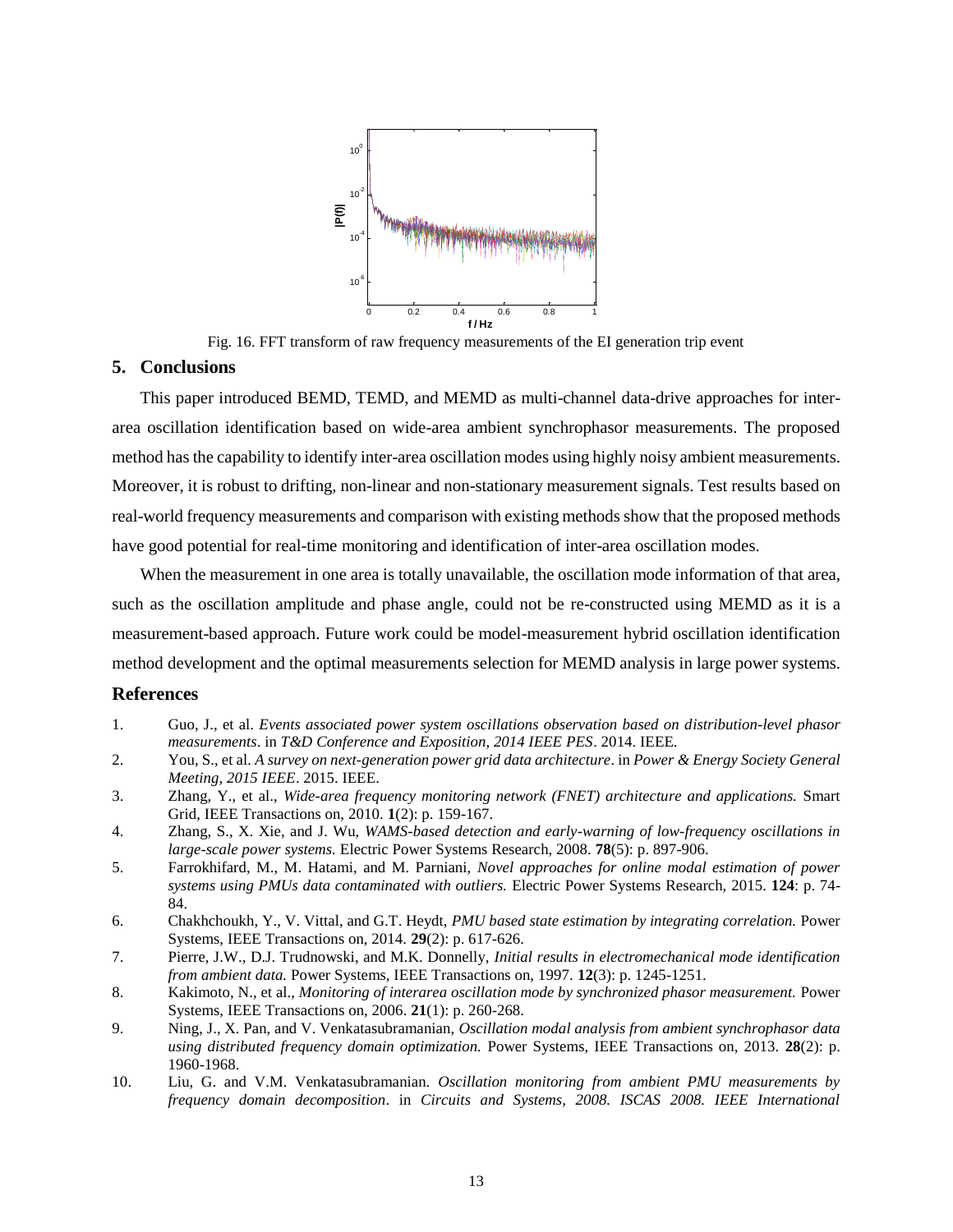Fig. 16. FFT transform of raw frequency measurements of the EI generation trip event

## 5. Conclusions

This paper introduced BEMD, TEMD, and MEMD as multi-channel data-drive approaches for inter-area oscillation identification based on wide-area ambient synchrophasor measurements. The proposed method has the capability to identify inter-area oscillation modes using highly noisy ambient measurements. Moreover, it is robust to drifting, non-linear and non-stationary measurement signals. Test results based on real-world frequency measurements and comparison with existing methods show that the proposed methods have good potential for real-time monitoring and identification of inter-area oscillation modes.

When the measurement in one area is totally unavailable, the oscillation mode information of that area, such as the oscillation amplitude and phase angle, could not be re-constructed using MEMD as it is a measurement-based approach. Future work could be model-measurement hybrid oscillation identification method development and the optimal measurements selection for MEMD analysis in large power systems.

## References

1. Guo, J., et al. *Events associated power system oscillations observation based on distribution-level phasor measurements*. in *T&D Conference and Exposition, 2014 IEEE PES*. 2014. IEEE.
2. You, S., et al. *A survey on next-generation power grid data architecture*. in *Power & Energy Society General Meeting, 2015 IEEE*. 2015. IEEE.
3. Zhang, Y., et al., *Wide-area frequency monitoring network (FNET) architecture and applications.* Smart Grid, IEEE Transactions on, 2010. **1**(2): p. 159-167.
4. Zhang, S., X. Xie, and J. Wu, *WAMS-based detection and early-warning of low-frequency oscillations in large-scale power systems.* Electric Power Systems Research, 2008. **78**(5): p. 897-906.
5. Farrokhifard, M., M. Hatami, and M. Parniani, *Novel approaches for online modal estimation of power systems using PMUs data contaminated with outliers.* Electric Power Systems Research, 2015. **124**: p. 74-84.
6. Chakhchoukh, Y., V. Vittal, and G.T. Heydt, *PMU based state estimation by integrating correlation.* Power Systems, IEEE Transactions on, 2014. **29**(2): p. 617-626.
7. Pierre, J.W., D.J. Trudnowski, and M.K. Donnelly, *Initial results in electromechanical mode identification from ambient data.* Power Systems, IEEE Transactions on, 1997. **12**(3): p. 1245-1251.
8. Kakimoto, N., et al., *Monitoring of interarea oscillation mode by synchronized phasor measurement.* Power Systems, IEEE Transactions on, 2006. **21**(1): p. 260-268.
9. Ning, J., X. Pan, and V. Venkatasubramanian, *Oscillation modal analysis from ambient synchrophasor data using distributed frequency domain optimization.* Power Systems, IEEE Transactions on, 2013. **28**(2): p. 1960-1968.
10. Liu, G. and V.M. Venkatasubramanian. *Oscillation monitoring from ambient PMU measurements by frequency domain decomposition*. in *Circuits and Systems, 2008. ISCAS 2008. IEEE International*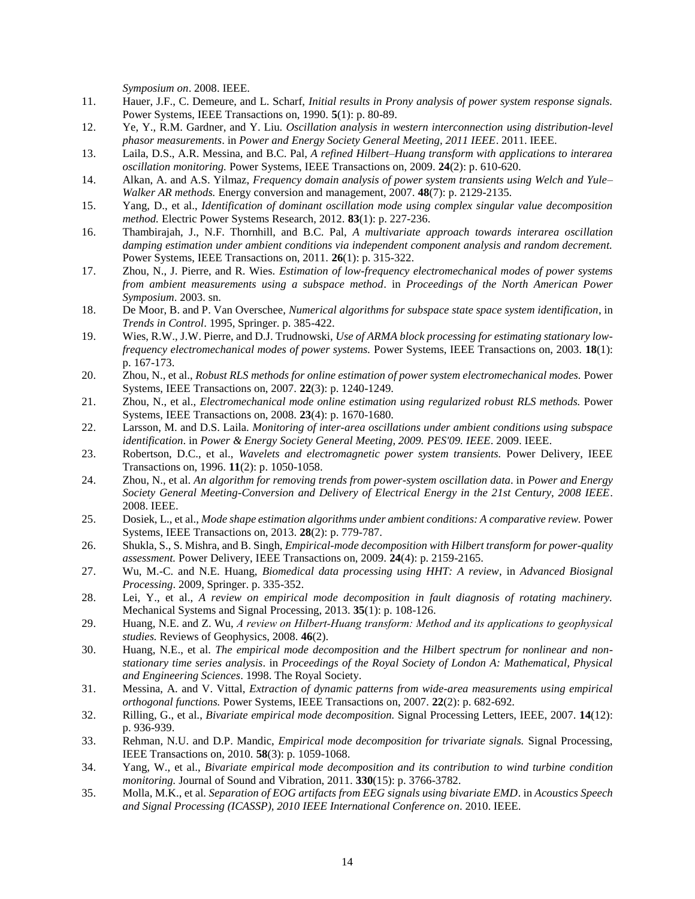*Symposium on*. 2008. IEEE.

11. Hauer, J.F., C. Demeure, and L. Scharf, *Initial results in Prony analysis of power system response signals.* Power Systems, IEEE Transactions on, 1990. **5**(1): p. 80-89.
12. Ye, Y., R.M. Gardner, and Y. Liu. *Oscillation analysis in western interconnection using distribution-level phasor measurements*. in *Power and Energy Society General Meeting, 2011 IEEE*. 2011. IEEE.
13. Laila, D.S., A.R. Messina, and B.C. Pal, *A refined Hilbert–Huang transform with applications to interarea oscillation monitoring.* Power Systems, IEEE Transactions on, 2009. **24**(2): p. 610-620.
14. Alkan, A. and A.S. Yilmaz, *Frequency domain analysis of power system transients using Welch and Yule–Walker AR methods.* Energy conversion and management, 2007. **48**(7): p. 2129-2135.
15. Yang, D., et al., *Identification of dominant oscillation mode using complex singular value decomposition method.* Electric Power Systems Research, 2012. **83**(1): p. 227-236.
16. Thambirajah, J., N.F. Thornhill, and B.C. Pal, *A multivariate approach towards interarea oscillation damping estimation under ambient conditions via independent component analysis and random decrement.* Power Systems, IEEE Transactions on, 2011. **26**(1): p. 315-322.
17. Zhou, N., J. Pierre, and R. Wies. *Estimation of low-frequency electromechanical modes of power systems from ambient measurements using a subspace method*. in *Proceedings of the North American Power Symposium*. 2003. sn.
18. De Moor, B. and P. Van Overschee, *Numerical algorithms for subspace state space system identification*, in *Trends in Control*. 1995, Springer. p. 385-422.
19. Wies, R.W., J.W. Pierre, and D.J. Trudnowski, *Use of ARMA block processing for estimating stationary low-frequency electromechanical modes of power systems.* Power Systems, IEEE Transactions on, 2003. **18**(1): p. 167-173.
20. Zhou, N., et al., *Robust RLS methods for online estimation of power system electromechanical modes.* Power Systems, IEEE Transactions on, 2007. **22**(3): p. 1240-1249.
21. Zhou, N., et al., *Electromechanical mode online estimation using regularized robust RLS methods.* Power Systems, IEEE Transactions on, 2008. **23**(4): p. 1670-1680.
22. Larsson, M. and D.S. Laila. *Monitoring of inter-area oscillations under ambient conditions using subspace identification*. in *Power & Energy Society General Meeting, 2009. PES'09. IEEE*. 2009. IEEE.
23. Robertson, D.C., et al., *Wavelets and electromagnetic power system transients.* Power Delivery, IEEE Transactions on, 1996. **11**(2): p. 1050-1058.
24. Zhou, N., et al. *An algorithm for removing trends from power-system oscillation data*. in *Power and Energy Society General Meeting-Conversion and Delivery of Electrical Energy in the 21st Century, 2008 IEEE*. 2008. IEEE.
25. Dosiek, L., et al., *Mode shape estimation algorithms under ambient conditions: A comparative review.* Power Systems, IEEE Transactions on, 2013. **28**(2): p. 779-787.
26. Shukla, S., S. Mishra, and B. Singh, *Empirical-mode decomposition with Hilbert transform for power-quality assessment.* Power Delivery, IEEE Transactions on, 2009. **24**(4): p. 2159-2165.
27. Wu, M.-C. and N.E. Huang, *Biomedical data processing using HHT: A review*, in *Advanced Biosignal Processing*. 2009, Springer. p. 335-352.
28. Lei, Y., et al., *A review on empirical mode decomposition in fault diagnosis of rotating machinery.* Mechanical Systems and Signal Processing, 2013. **35**(1): p. 108-126.
29. Huang, N.E. and Z. Wu, *A review on Hilbert-Huang transform: Method and its applications to geophysical studies.* Reviews of Geophysics, 2008. **46**(2).
30. Huang, N.E., et al. *The empirical mode decomposition and the Hilbert spectrum for nonlinear and non-stationary time series analysis*. in *Proceedings of the Royal Society of London A: Mathematical, Physical and Engineering Sciences*. 1998. The Royal Society.
31. Messina, A. and V. Vittal, *Extraction of dynamic patterns from wide-area measurements using empirical orthogonal functions.* Power Systems, IEEE Transactions on, 2007. **22**(2): p. 682-692.
32. Rilling, G., et al., *Bivariate empirical mode decomposition.* Signal Processing Letters, IEEE, 2007. **14**(12): p. 936-939.
33. Rehman, N.U. and D.P. Mandic, *Empirical mode decomposition for trivariate signals.* Signal Processing, IEEE Transactions on, 2010. **58**(3): p. 1059-1068.
34. Yang, W., et al., *Bivariate empirical mode decomposition and its contribution to wind turbine condition monitoring.* Journal of Sound and Vibration, 2011. **330**(15): p. 3766-3782.
35. Molla, M.K., et al. *Separation of EOG artifacts from EEG signals using bivariate EMD*. in *Acoustics Speech and Signal Processing (ICASSP), 2010 IEEE International Conference on*. 2010. IEEE.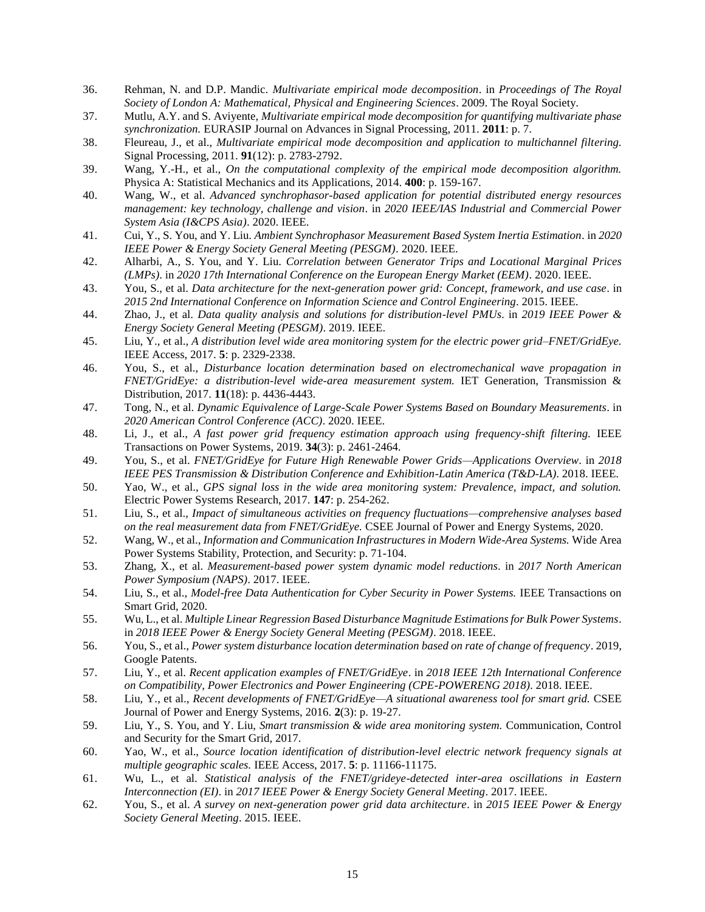36. Rehman, N. and D.P. Mandic. *Multivariate empirical mode decomposition*. in *Proceedings of The Royal Society of London A: Mathematical, Physical and Engineering Sciences*. 2009. The Royal Society.
37. Mutlu, A.Y. and S. Aviyente, *Multivariate empirical mode decomposition for quantifying multivariate phase synchronization.* EURASIP Journal on Advances in Signal Processing, 2011. **2011**: p. 7.
38. Fleureau, J., et al., *Multivariate empirical mode decomposition and application to multichannel filtering.* Signal Processing, 2011. **91**(12): p. 2783-2792.
39. Wang, Y.-H., et al., *On the computational complexity of the empirical mode decomposition algorithm.* Physica A: Statistical Mechanics and its Applications, 2014. **400**: p. 159-167.
40. Wang, W., et al. *Advanced synchrophasor-based application for potential distributed energy resources management: key technology, challenge and vision*. in *2020 IEEE/IAS Industrial and Commercial Power System Asia (I&CPS Asia)*. 2020. IEEE.
41. Cui, Y., S. You, and Y. Liu. *Ambient Synchrophasor Measurement Based System Inertia Estimation*. in *2020 IEEE Power & Energy Society General Meeting (PESGM)*. 2020. IEEE.
42. Alharbi, A., S. You, and Y. Liu. *Correlation between Generator Trips and Locational Marginal Prices (LMPs)*. in *2020 17th International Conference on the European Energy Market (EEM)*. 2020. IEEE.
43. You, S., et al. *Data architecture for the next-generation power grid: Concept, framework, and use case*. in *2015 2nd International Conference on Information Science and Control Engineering*. 2015. IEEE.
44. Zhao, J., et al. *Data quality analysis and solutions for distribution-level PMUs*. in *2019 IEEE Power & Energy Society General Meeting (PESGM)*. 2019. IEEE.
45. Liu, Y., et al., *A distribution level wide area monitoring system for the electric power grid–FNET/GridEye.* IEEE Access, 2017. **5**: p. 2329-2338.
46. You, S., et al., *Disturbance location determination based on electromechanical wave propagation in FNET/GridEye: a distribution-level wide-area measurement system.* IET Generation, Transmission & Distribution, 2017. **11**(18): p. 4436-4443.
47. Tong, N., et al. *Dynamic Equivalence of Large-Scale Power Systems Based on Boundary Measurements*. in *2020 American Control Conference (ACC)*. 2020. IEEE.
48. Li, J., et al., *A fast power grid frequency estimation approach using frequency-shift filtering.* IEEE Transactions on Power Systems, 2019. **34**(3): p. 2461-2464.
49. You, S., et al. *FNET/GridEye for Future High Renewable Power Grids—Applications Overview*. in *2018 IEEE PES Transmission & Distribution Conference and Exhibition-Latin America (T&D-LA)*. 2018. IEEE.
50. Yao, W., et al., *GPS signal loss in the wide area monitoring system: Prevalence, impact, and solution.* Electric Power Systems Research, 2017. **147**: p. 254-262.
51. Liu, S., et al., *Impact of simultaneous activities on frequency fluctuations—comprehensive analyses based on the real measurement data from FNET/GridEye.* CSEE Journal of Power and Energy Systems, 2020.
52. Wang, W., et al., *Information and Communication Infrastructures in Modern Wide-Area Systems.* Wide Area Power Systems Stability, Protection, and Security: p. 71-104.
53. Zhang, X., et al. *Measurement-based power system dynamic model reductions*. in *2017 North American Power Symposium (NAPS)*. 2017. IEEE.
54. Liu, S., et al., *Model-free Data Authentication for Cyber Security in Power Systems.* IEEE Transactions on Smart Grid, 2020.
55. Wu, L., et al. *Multiple Linear Regression Based Disturbance Magnitude Estimations for Bulk Power Systems*. in *2018 IEEE Power & Energy Society General Meeting (PESGM)*. 2018. IEEE.
56. You, S., et al., *Power system disturbance location determination based on rate of change of frequency*. 2019, Google Patents.
57. Liu, Y., et al. *Recent application examples of FNET/GridEye*. in *2018 IEEE 12th International Conference on Compatibility, Power Electronics and Power Engineering (CPE-POWERENG 2018)*. 2018. IEEE.
58. Liu, Y., et al., *Recent developments of FNET/GridEye—A situational awareness tool for smart grid.* CSEE Journal of Power and Energy Systems, 2016. **2**(3): p. 19-27.
59. Liu, Y., S. You, and Y. Liu, *Smart transmission & wide area monitoring system.* Communication, Control and Security for the Smart Grid, 2017.
60. Yao, W., et al., *Source location identification of distribution-level electric network frequency signals at multiple geographic scales.* IEEE Access, 2017. **5**: p. 11166-11175.
61. Wu, L., et al. *Statistical analysis of the FNET/grideye-detected inter-area oscillations in Eastern Interconnection (EI)*. in *2017 IEEE Power & Energy Society General Meeting*. 2017. IEEE.
62. You, S., et al. *A survey on next-generation power grid data architecture*. in *2015 IEEE Power & Energy Society General Meeting*. 2015. IEEE.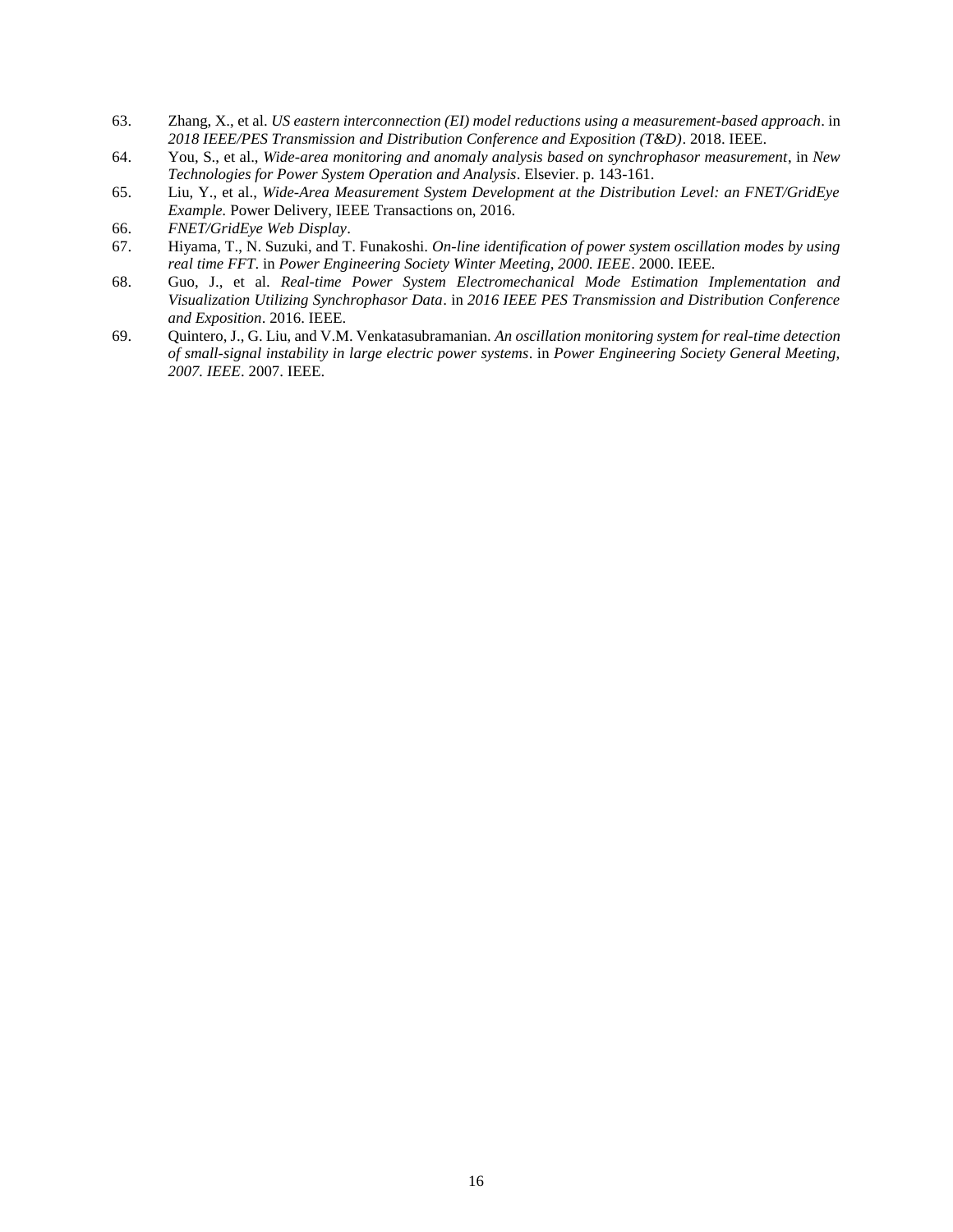63. Zhang, X., et al. *US eastern interconnection (EI) model reductions using a measurement-based approach*. in *2018 IEEE/PES Transmission and Distribution Conference and Exposition (T&D)*. 2018. IEEE.
64. You, S., et al., *Wide-area monitoring and anomaly analysis based on synchrophasor measurement*, in *New Technologies for Power System Operation and Analysis*. Elsevier. p. 143-161.
65. Liu, Y., et al., *Wide-Area Measurement System Development at the Distribution Level: an FNET/GridEye Example.* Power Delivery, IEEE Transactions on, 2016.
66. *FNET/GridEye Web Display*.
67. Hiyama, T., N. Suzuki, and T. Funakoshi. *On-line identification of power system oscillation modes by using real time FFT*. in *Power Engineering Society Winter Meeting, 2000. IEEE*. 2000. IEEE.
68. Guo, J., et al. *Real-time Power System Electromechanical Mode Estimation Implementation and Visualization Utilizing Synchrophasor Data*. in *2016 IEEE PES Transmission and Distribution Conference and Exposition*. 2016. IEEE.
69. Quintero, J., G. Liu, and V.M. Venkatasubramanian. *An oscillation monitoring system for real-time detection of small-signal instability in large electric power systems*. in *Power Engineering Society General Meeting, 2007. IEEE*. 2007. IEEE.